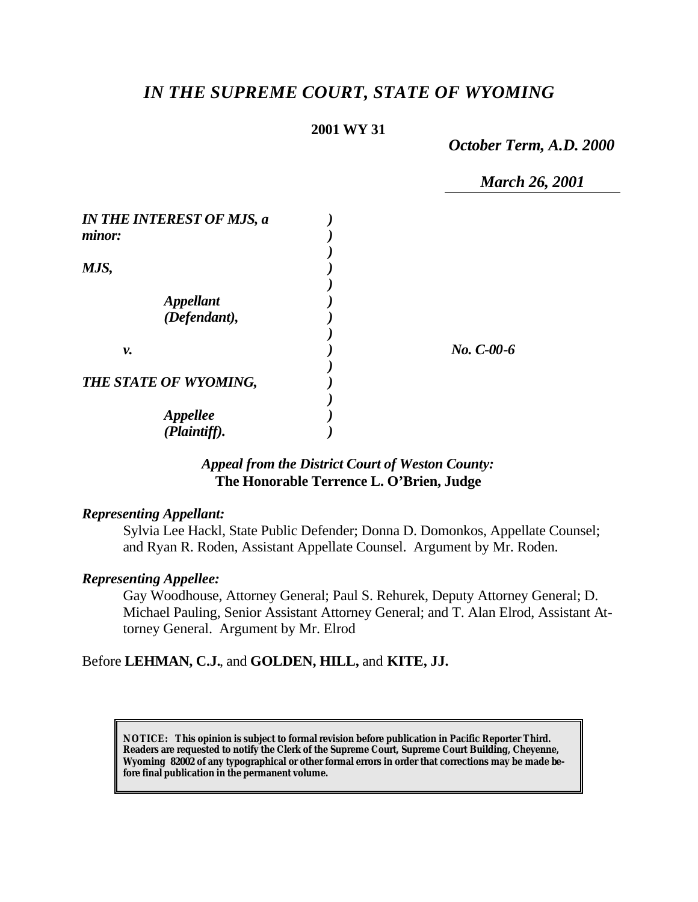# *IN THE SUPREME COURT, STATE OF WYOMING*

**2001 WY 31**

*October Term, A.D. 2000*

*March 26, 2001*

| | | |
|---|---|---|
| ***IN THE INTEREST OF MJS, a minor:*** | | |
| ***MJS,*** | | |
| ***Appellant (Defendant),*** | | |
| ***v.*** | | ***No. C-00-6*** |
| ***THE STATE OF WYOMING,*** | | |
| ***Appellee (Plaintiff).*** | | |

***Appeal from the District Court of Weston County:***
**The Honorable Terrence L. O'Brien, Judge**

***Representing Appellant:***

Sylvia Lee Hackl, State Public Defender; Donna D. Domonkos, Appellate Counsel; and Ryan R. Roden, Assistant Appellate Counsel. Argument by Mr. Roden.

***Representing Appellee:***

Gay Woodhouse, Attorney General; Paul S. Rehurek, Deputy Attorney General; D. Michael Pauling, Senior Assistant Attorney General; and T. Alan Elrod, Assistant Attorney General. Argument by Mr. Elrod

Before **LEHMAN, C.J.**, and **GOLDEN, HILL,** and **KITE, JJ.**

**NOTICE: This opinion is subject to formal revision before publication in Pacific Reporter Third. Readers are requested to notify the Clerk of the Supreme Court, Supreme Court Building, Cheyenne, Wyoming 82002 of any typographical or other formal errors in order that corrections may be made before final publication in the permanent volume.**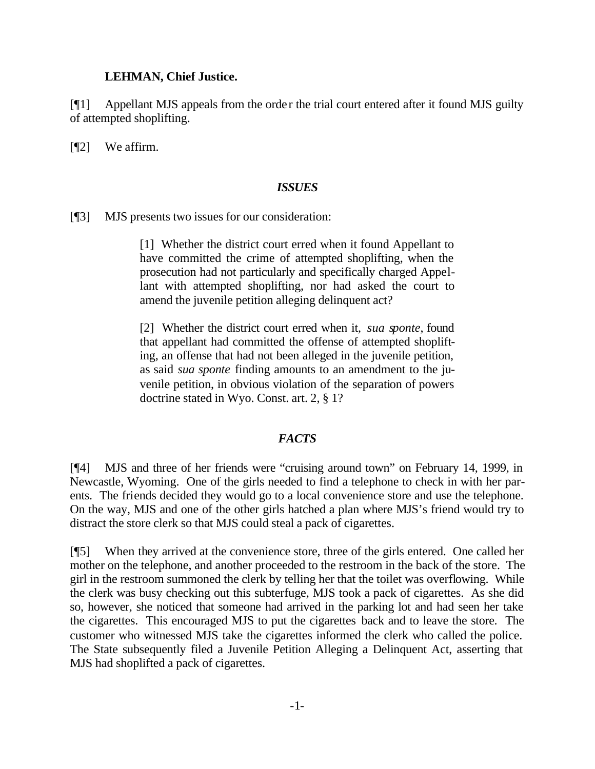**LEHMAN, Chief Justice.**

[¶1] Appellant MJS appeals from the order the trial court entered after it found MJS guilty of attempted shoplifting.

[¶2] We affirm.

### *ISSUES*

[¶3] MJS presents two issues for our consideration:

> [1] Whether the district court erred when it found Appellant to have committed the crime of attempted shoplifting, when the prosecution had not particularly and specifically charged Appellant with attempted shoplifting, nor had asked the court to amend the juvenile petition alleging delinquent act?
>
> [2] Whether the district court erred when it, *sua sponte*, found that appellant had committed the offense of attempted shoplifting, an offense that had not been alleged in the juvenile petition, as said *sua sponte* finding amounts to an amendment to the juvenile petition, in obvious violation of the separation of powers doctrine stated in Wyo. Const. art. 2, § 1?

### *FACTS*

[¶4] MJS and three of her friends were "cruising around town" on February 14, 1999, in Newcastle, Wyoming. One of the girls needed to find a telephone to check in with her parents. The friends decided they would go to a local convenience store and use the telephone. On the way, MJS and one of the other girls hatched a plan where MJS's friend would try to distract the store clerk so that MJS could steal a pack of cigarettes.

[¶5] When they arrived at the convenience store, three of the girls entered. One called her mother on the telephone, and another proceeded to the restroom in the back of the store. The girl in the restroom summoned the clerk by telling her that the toilet was overflowing. While the clerk was busy checking out this subterfuge, MJS took a pack of cigarettes. As she did so, however, she noticed that someone had arrived in the parking lot and had seen her take the cigarettes. This encouraged MJS to put the cigarettes back and to leave the store. The customer who witnessed MJS take the cigarettes informed the clerk who called the police. The State subsequently filed a Juvenile Petition Alleging a Delinquent Act, asserting that MJS had shoplifted a pack of cigarettes.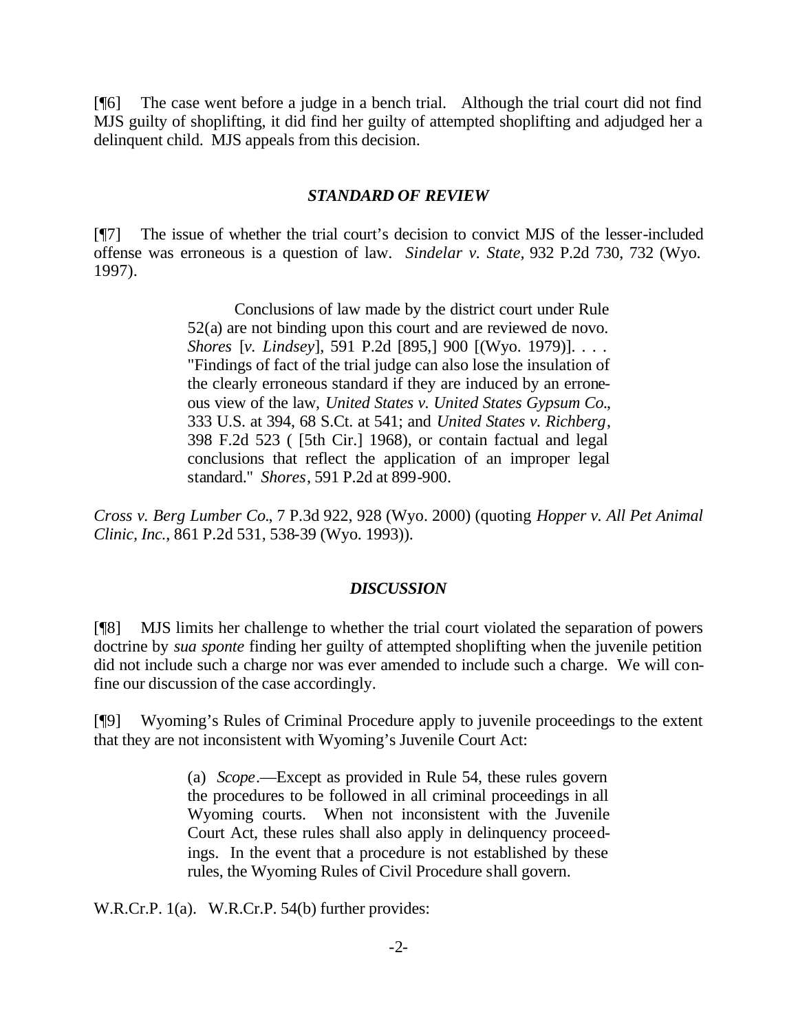[¶6] The case went before a judge in a bench trial. Although the trial court did not find MJS guilty of shoplifting, it did find her guilty of attempted shoplifting and adjudged her a delinquent child. MJS appeals from this decision.

### *STANDARD OF REVIEW*

[¶7] The issue of whether the trial court's decision to convict MJS of the lesser-included offense was erroneous is a question of law. *Sindelar v. State*, 932 P.2d 730, 732 (Wyo. 1997).

> Conclusions of law made by the district court under Rule 52(a) are not binding upon this court and are reviewed de novo. *Shores* [*v. Lindsey*], 591 P.2d [895,] 900 [(Wyo. 1979)]. . . . "Findings of fact of the trial judge can also lose the insulation of the clearly erroneous standard if they are induced by an erroneous view of the law, *United States v. United States Gypsum Co.*, 333 U.S. at 394, 68 S.Ct. at 541; and *United States v. Richberg*, 398 F.2d 523 ( [5th Cir.] 1968), or contain factual and legal conclusions that reflect the application of an improper legal standard." *Shores*, 591 P.2d at 899-900.

*Cross v. Berg Lumber Co.*, 7 P.3d 922, 928 (Wyo. 2000) (quoting *Hopper v. All Pet Animal Clinic, Inc.*, 861 P.2d 531, 538-39 (Wyo. 1993)).

### *DISCUSSION*

[¶8] MJS limits her challenge to whether the trial court violated the separation of powers doctrine by *sua sponte* finding her guilty of attempted shoplifting when the juvenile petition did not include such a charge nor was ever amended to include such a charge. We will confine our discussion of the case accordingly.

[¶9] Wyoming's Rules of Criminal Procedure apply to juvenile proceedings to the extent that they are not inconsistent with Wyoming's Juvenile Court Act:

> (a) *Scope*.—Except as provided in Rule 54, these rules govern the procedures to be followed in all criminal proceedings in all Wyoming courts. When not inconsistent with the Juvenile Court Act, these rules shall also apply in delinquency proceedings. In the event that a procedure is not established by these rules, the Wyoming Rules of Civil Procedure shall govern.

W.R.Cr.P. 1(a). W.R.Cr.P. 54(b) further provides: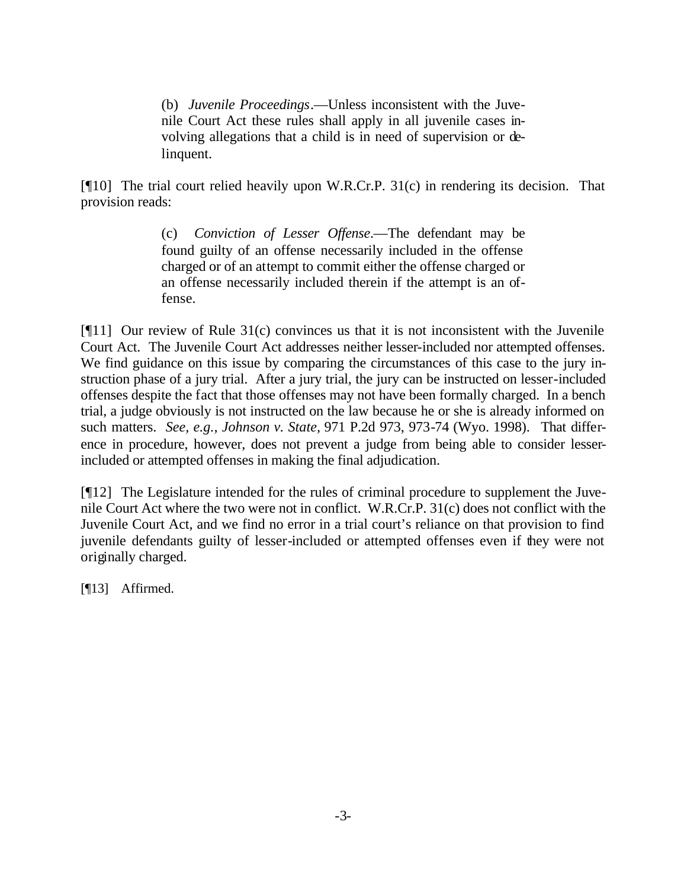> (b) *Juvenile Proceedings*.—Unless inconsistent with the Juvenile Court Act these rules shall apply in all juvenile cases involving allegations that a child is in need of supervision or delinquent.

[¶10] The trial court relied heavily upon W.R.Cr.P. 31(c) in rendering its decision. That provision reads:

> (c) *Conviction of Lesser Offense*.—The defendant may be found guilty of an offense necessarily included in the offense charged or of an attempt to commit either the offense charged or an offense necessarily included therein if the attempt is an offense.

[¶11] Our review of Rule 31(c) convinces us that it is not inconsistent with the Juvenile Court Act. The Juvenile Court Act addresses neither lesser-included nor attempted offenses. We find guidance on this issue by comparing the circumstances of this case to the jury instruction phase of a jury trial. After a jury trial, the jury can be instructed on lesser-included offenses despite the fact that those offenses may not have been formally charged. In a bench trial, a judge obviously is not instructed on the law because he or she is already informed on such matters. *See, e.g., Johnson v. State*, 971 P.2d 973, 973-74 (Wyo. 1998). That difference in procedure, however, does not prevent a judge from being able to consider lesser-included or attempted offenses in making the final adjudication.

[¶12] The Legislature intended for the rules of criminal procedure to supplement the Juvenile Court Act where the two were not in conflict. W.R.Cr.P. 31(c) does not conflict with the Juvenile Court Act, and we find no error in a trial court's reliance on that provision to find juvenile defendants guilty of lesser-included or attempted offenses even if they were not originally charged.

[¶13] Affirmed.